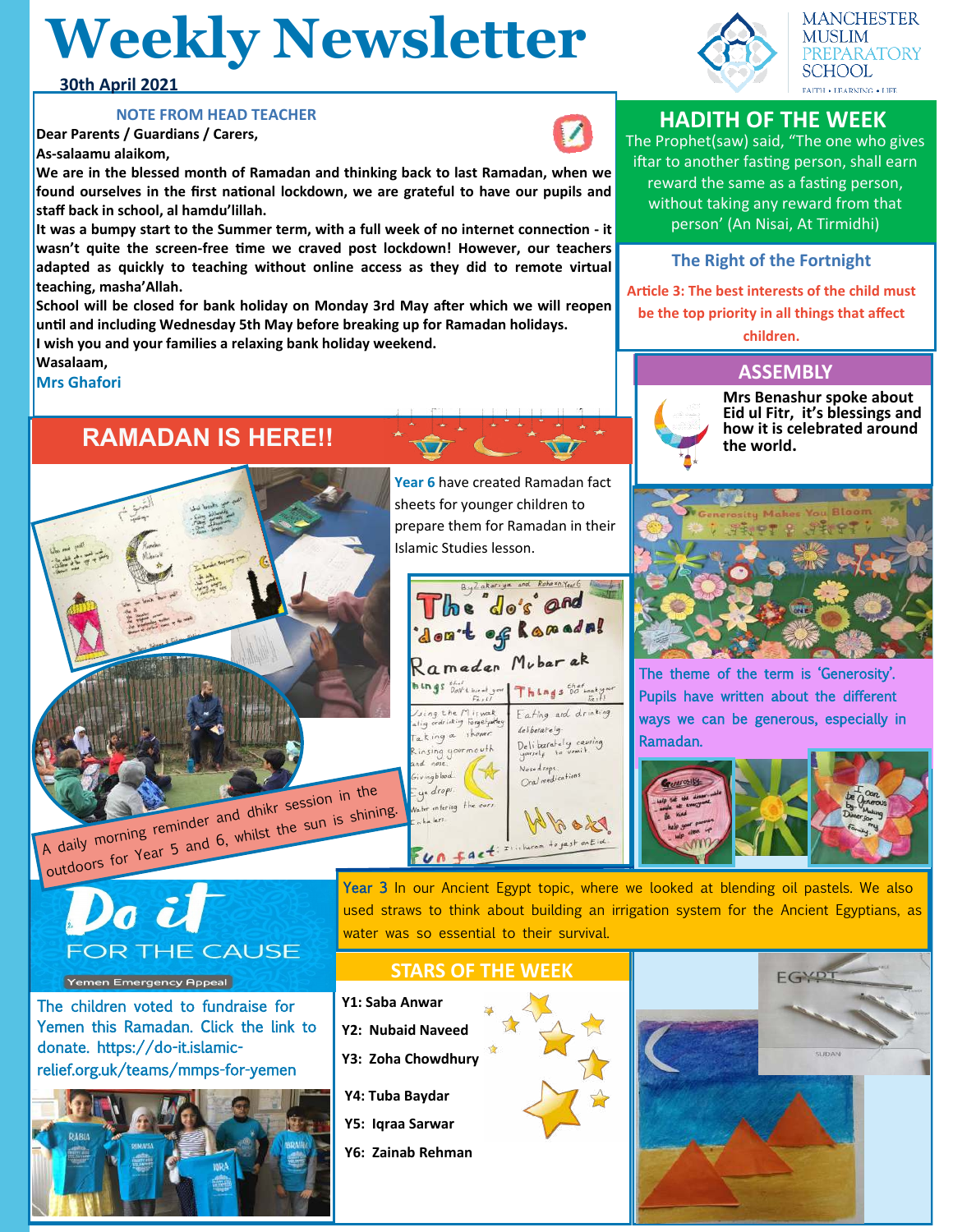# Weekly Newsletter

MANCHESTER MUSLIM PREPARATORY SCHOOL

FAITH • LEARNING • LIFE

**30th April 2021**

## NOTE FROM HEAD TEACHER

**Dear Parents / Guardians / Carers,**

**As-salaamu alaikom,**

**We are in the blessed month of Ramadan and thinking back to last Ramadan, when we found ourselves in the first national lockdown, we are grateful to have our pupils and staff back in school, al hamdu'lillah.**

**It was a bumpy start to the Summer term, with a full week of no internet connection - it wasn't quite the screen-free time we craved post lockdown! However, our teachers adapted as quickly to teaching without online access as they did to remote virtual teaching, masha'Allah.**

**School will be closed for bank holiday on Monday 3rd May after which we will reopen until and including Wednesday 5th May before breaking up for Ramadan holidays.**

**I wish you and your families a relaxing bank holiday weekend.**

**Wasalaam,**

**Mrs Ghafori**

## HADITH OF THE WEEK

The Prophet(saw) said, "The one who gives iftar to another fasting person, shall earn reward the same as a fasting person, without taking any reward from that person' (An Nisai, At Tirmidhi)

## The Right of the Fortnight

**Article 3: The best interests of the child must be the top priority in all things that affect children.**

## ASSEMBLY

**Mrs Benashur spoke about Eid ul Fitr, it's blessings and how it is celebrated around the world.**

## RAMADAN IS HERE!!

**Year 6** have created Ramadan fact sheets for younger children to prepare them for Ramadan in their Islamic Studies lesson.

A daily morning reminder and dhikr session in the outdoors for Year 5 and 6, whilst the sun is shining.

The theme of the term is 'Generosity'. Pupils have written about the different ways we can be generous, especially in Ramadan.

## Do it FOR THE CAUSE

Yemen Emergency Appeal

The children voted to fundraise for Yemen this Ramadan. Click the link to donate. https://do-it.islamic-relief.org.uk/teams/mmps-for-yemen

**Year 3** In our Ancient Egypt topic, where we looked at blending oil pastels. We also used straws to think about building an irrigation system for the Ancient Egyptians, as water was so essential to their survival.

## STARS OF THE WEEK

**Y1: Saba Anwar**

**Y2: Nubaid Naveed**

**Y3: Zoha Chowdhury**

**Y4: Tuba Baydar**

**Y5: Iqraa Sarwar**

**Y6: Zainab Rehman**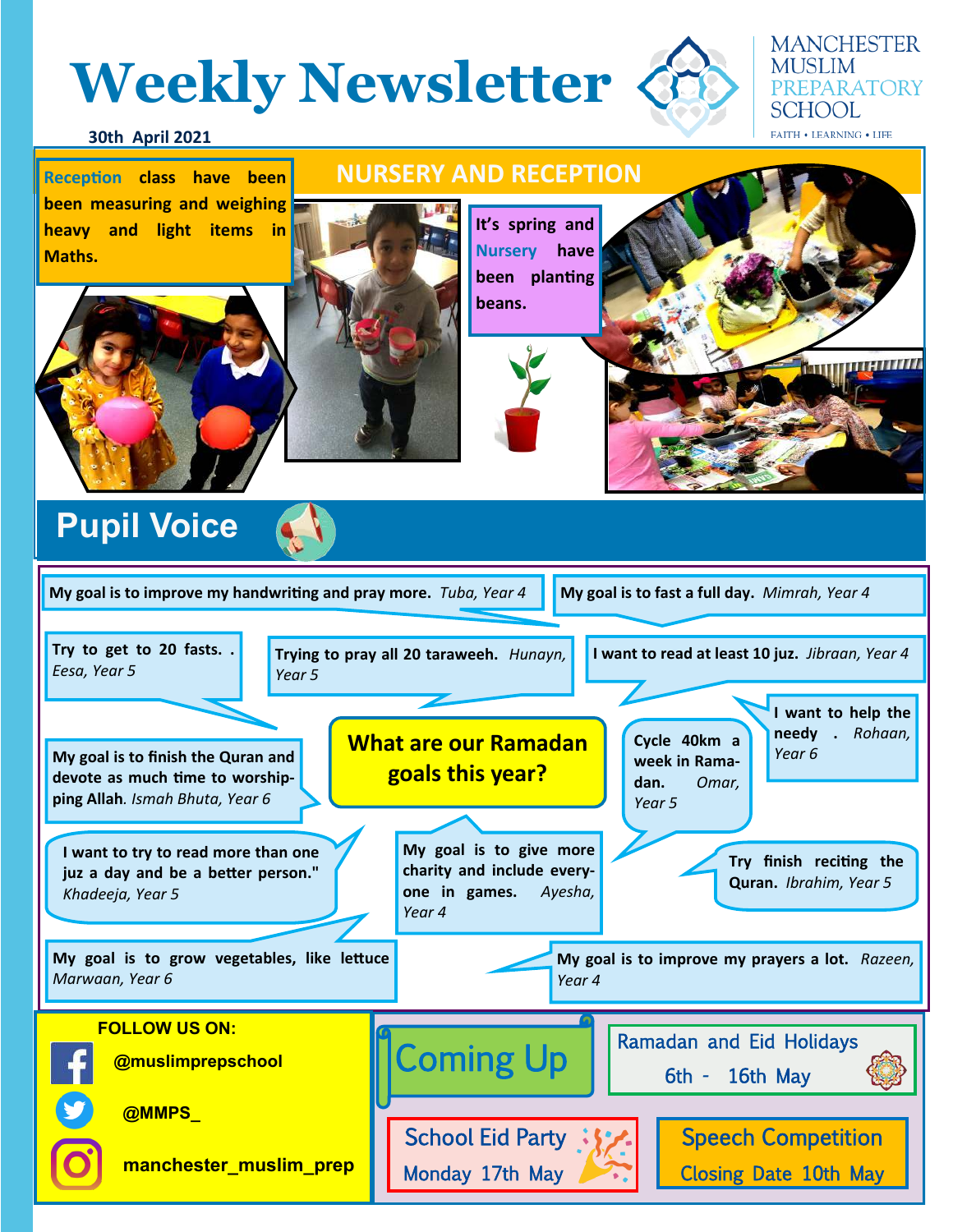# Weekly Newsletter

MANCHESTER MUSLIM PREPARATORY SCHOOL

FAITH • LEARNING • LIFE

30th April 2021

## NURSERY AND RECEPTION

Reception class have been been measuring and weighing heavy and light items in Maths.

It's spring and Nursery have been planting beans.

## Pupil Voice

### What are our Ramadan goals this year?

**My goal is to improve my handwriting and pray more.** *Tuba, Year 4*

**My goal is to fast a full day.** *Mimrah, Year 4*

**Try to get to 20 fasts. .** *Eesa, Year 5*

**Trying to pray all 20 taraweeh.** *Hunayn, Year 5*

**I want to read at least 10 juz.** *Jibraan, Year 4*

**I want to help the needy .** *Rohaan, Year 6*

**My goal is to finish the Quran and devote as much time to worshipping Allah**. *Ismah Bhuta, Year 6*

**Cycle 40km a week in Ramadan.** *Omar, Year 5*

**I want to try to read more than one juz a day and be a better person."** *Khadeeja, Year 5*

**My goal is to give more charity and include everyone in games.** *Ayesha, Year 4*

**Try finish reciting the Quran.** *Ibrahim, Year 5*

**My goal is to grow vegetables, like lettuce** *Marwaan, Year 6*

**My goal is to improve my prayers a lot.** *Razeen, Year 4*

**FOLLOW US ON:**

- @muslimprepschool
- @MMPS_
- manchester_muslim_prep

## Coming Up

Ramadan and Eid Holidays
6th - 16th May

School Eid Party
Monday 17th May

Speech Competition
Closing Date 10th May